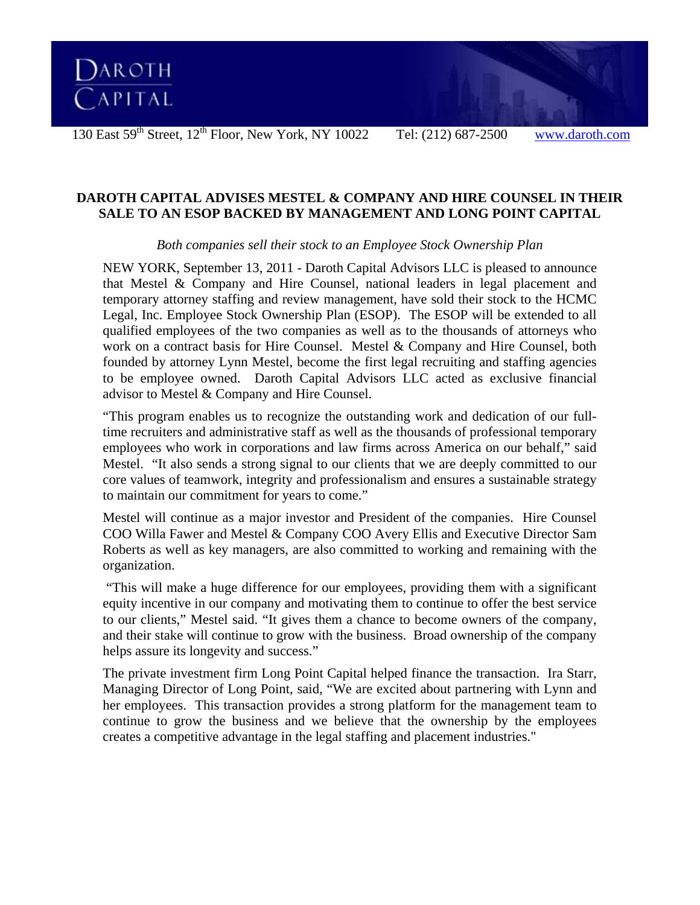DAROTH CAPITAL

130 East 59th Street, 12th Floor, New York, NY 10022   Tel: (212) 687-2500   www.daroth.com

## DAROTH CAPITAL ADVISES MESTEL & COMPANY AND HIRE COUNSEL IN THEIR SALE TO AN ESOP BACKED BY MANAGEMENT AND LONG POINT CAPITAL

*Both companies sell their stock to an Employee Stock Ownership Plan*

NEW YORK, September 13, 2011 - Daroth Capital Advisors LLC is pleased to announce that Mestel & Company and Hire Counsel, national leaders in legal placement and temporary attorney staffing and review management, have sold their stock to the HCMC Legal, Inc. Employee Stock Ownership Plan (ESOP). The ESOP will be extended to all qualified employees of the two companies as well as to the thousands of attorneys who work on a contract basis for Hire Counsel. Mestel & Company and Hire Counsel, both founded by attorney Lynn Mestel, become the first legal recruiting and staffing agencies to be employee owned. Daroth Capital Advisors LLC acted as exclusive financial advisor to Mestel & Company and Hire Counsel.

"This program enables us to recognize the outstanding work and dedication of our full-time recruiters and administrative staff as well as the thousands of professional temporary employees who work in corporations and law firms across America on our behalf," said Mestel. "It also sends a strong signal to our clients that we are deeply committed to our core values of teamwork, integrity and professionalism and ensures a sustainable strategy to maintain our commitment for years to come."

Mestel will continue as a major investor and President of the companies. Hire Counsel COO Willa Fawer and Mestel & Company COO Avery Ellis and Executive Director Sam Roberts as well as key managers, are also committed to working and remaining with the organization.

"This will make a huge difference for our employees, providing them with a significant equity incentive in our company and motivating them to continue to offer the best service to our clients," Mestel said. "It gives them a chance to become owners of the company, and their stake will continue to grow with the business. Broad ownership of the company helps assure its longevity and success."

The private investment firm Long Point Capital helped finance the transaction. Ira Starr, Managing Director of Long Point, said, "We are excited about partnering with Lynn and her employees. This transaction provides a strong platform for the management team to continue to grow the business and we believe that the ownership by the employees creates a competitive advantage in the legal staffing and placement industries."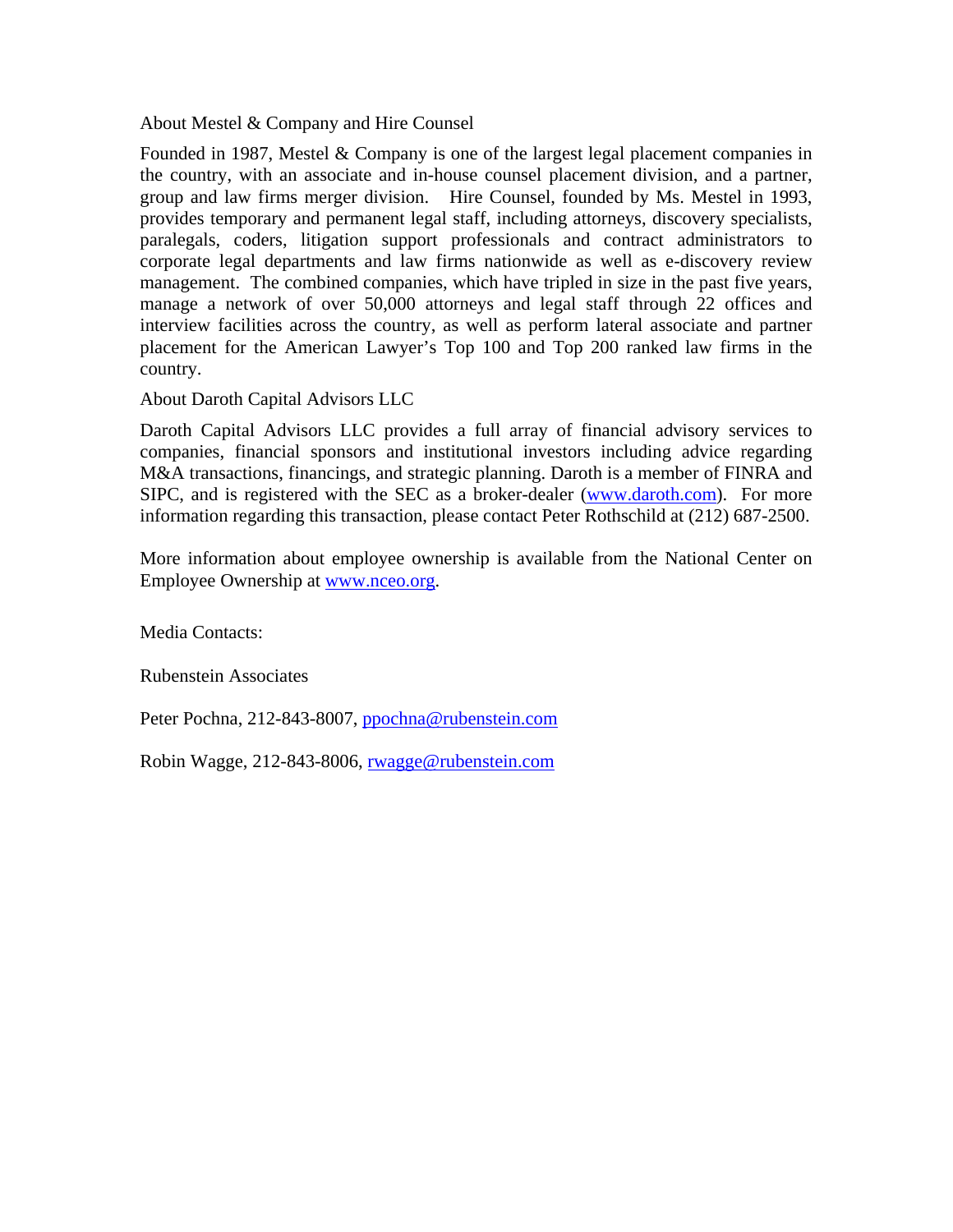## About Mestel & Company and Hire Counsel

Founded in 1987, Mestel & Company is one of the largest legal placement companies in the country, with an associate and in-house counsel placement division, and a partner, group and law firms merger division. Hire Counsel, founded by Ms. Mestel in 1993, provides temporary and permanent legal staff, including attorneys, discovery specialists, paralegals, coders, litigation support professionals and contract administrators to corporate legal departments and law firms nationwide as well as e-discovery review management. The combined companies, which have tripled in size in the past five years, manage a network of over 50,000 attorneys and legal staff through 22 offices and interview facilities across the country, as well as perform lateral associate and partner placement for the American Lawyer's Top 100 and Top 200 ranked law firms in the country.

## About Daroth Capital Advisors LLC

Daroth Capital Advisors LLC provides a full array of financial advisory services to companies, financial sponsors and institutional investors including advice regarding M&A transactions, financings, and strategic planning. Daroth is a member of FINRA and SIPC, and is registered with the SEC as a broker-dealer (www.daroth.com). For more information regarding this transaction, please contact Peter Rothschild at (212) 687-2500.

More information about employee ownership is available from the National Center on Employee Ownership at www.nceo.org.

Media Contacts:

Rubenstein Associates

Peter Pochna, 212-843-8007, ppochna@rubenstein.com

Robin Wagge, 212-843-8006, rwagge@rubenstein.com